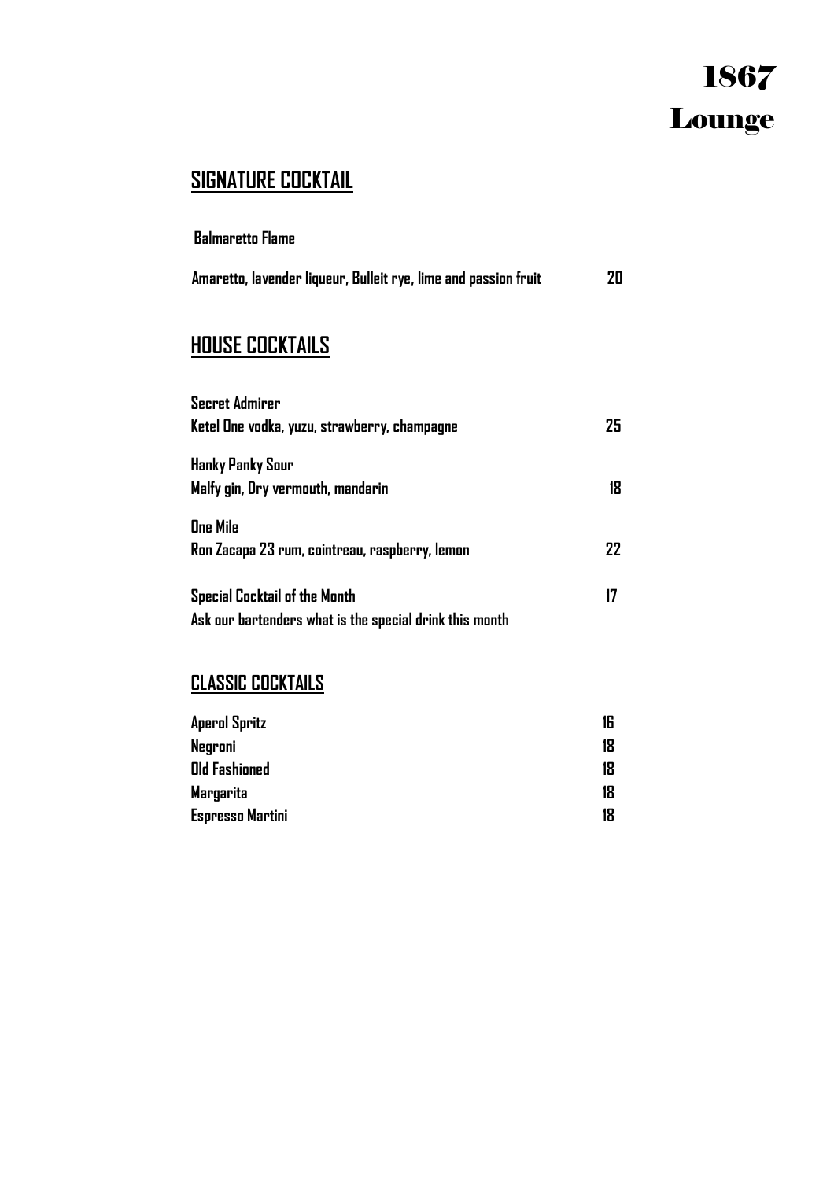# 1867 Lounge

## SIGNATURE COCKTAIL

**Balmaretto Flame**

Amaretto, lavender liqueur, Bulleit rye, lime and passion fruit — 20

## HOUSE COCKTAILS

**Secret Admirer**
Ketel One vodka, yuzu, strawberry, champagne — 25

**Hanky Panky Sour**
Malfy gin, Dry vermouth, mandarin — 18

**One Mile**
Ron Zacapa 23 rum, cointreau, raspberry, lemon — 22

**Special Cocktail of the Month** — 17
Ask our bartenders what is the special drink this month

## CLASSIC COCKTAILS

| | |
|---|---|
| Aperol Spritz | 16 |
| Negroni | 18 |
| Old Fashioned | 18 |
| Margarita | 18 |
| Espresso Martini | 18 |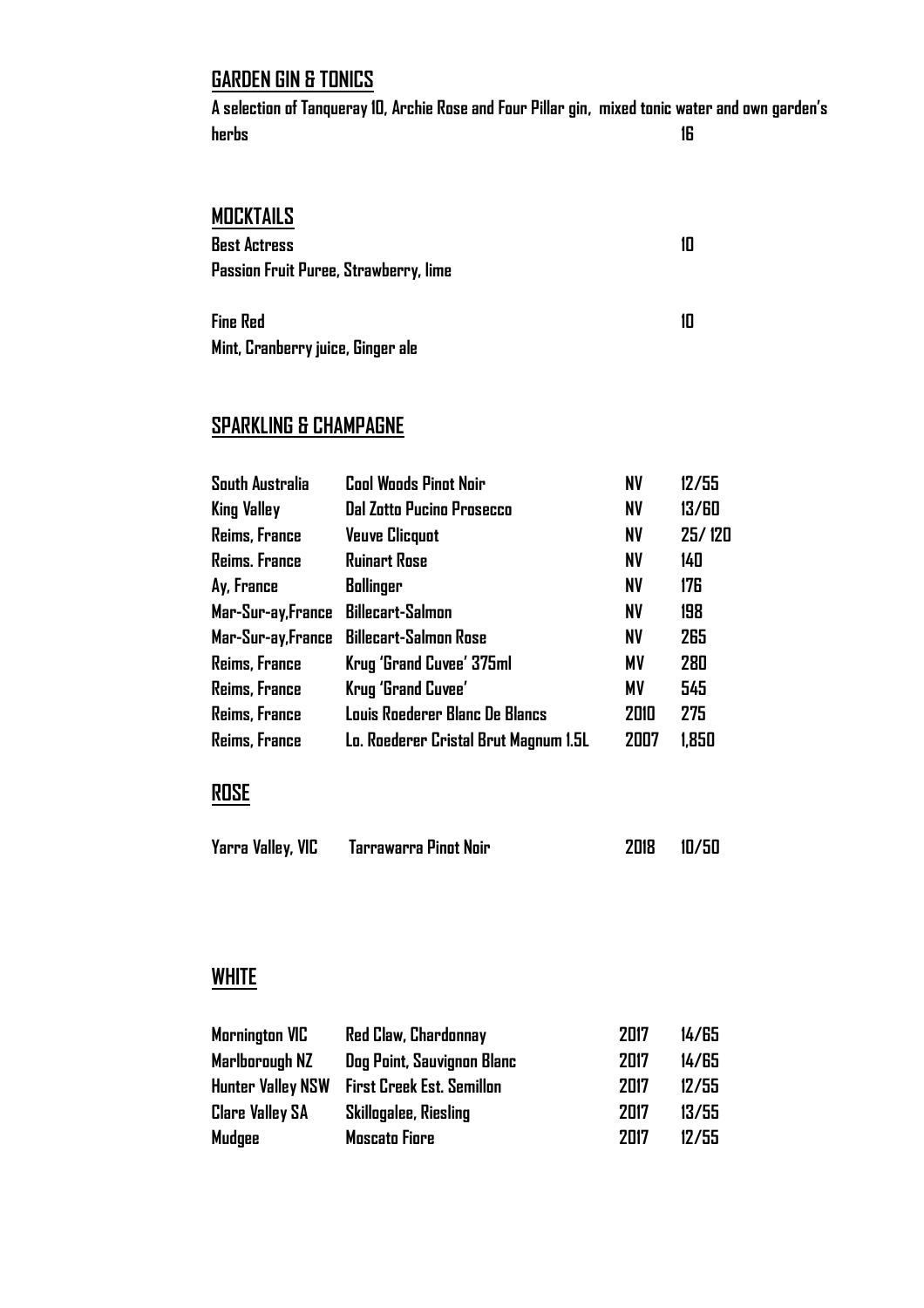## GARDEN GIN & TONICS

**A selection of Tanqueray 10, Archie Rose and Four Pillar gin, mixed tonic water and own garden's herbs** — **16**

## MOCKTAILS

**Best Actress** — **10**
**Passion Fruit Puree, Strawberry, lime**

**Fine Red** — **10**
**Mint, Cranberry juice, Ginger ale**

## SPARKLING & CHAMPAGNE

| | | | |
|---|---|---|---|
| South Australia | Cool Woods Pinot Noir | NV | 12/55 |
| King Valley | Dal Zotto Pucino Prosecco | NV | 13/60 |
| Reims, France | Veuve Clicquot | NV | 25/ 120 |
| Reims. France | Ruinart Rose | NV | 140 |
| Ay, France | Bollinger | NV | 176 |
| Mar-Sur-ay,France | Billecart-Salmon | NV | 198 |
| Mar-Sur-ay,France | Billecart-Salmon Rose | NV | 265 |
| Reims, France | Krug 'Grand Cuvee' 375ml | MV | 280 |
| Reims, France | Krug 'Grand Cuvee' | MV | 545 |
| Reims, France | Louis Roederer Blanc De Blancs | 2010 | 275 |
| Reims, France | Lo. Roederer Cristal Brut Magnum 1.5L | 2007 | 1,850 |

## ROSE

| | | | |
|---|---|---|---|
| Yarra Valley, VIC | Tarrawarra Pinot Noir | 2018 | 10/50 |

## WHITE

| | | | |
|---|---|---|---|
| Mornington VIC | Red Claw, Chardonnay | 2017 | 14/65 |
| Marlborough NZ | Dog Point, Sauvignon Blanc | 2017 | 14/65 |
| Hunter Valley NSW | First Creek Est. Semillon | 2017 | 12/55 |
| Clare Valley SA | Skillogalee, Riesling | 2017 | 13/55 |
| Mudgee | Moscato Fiore | 2017 | 12/55 |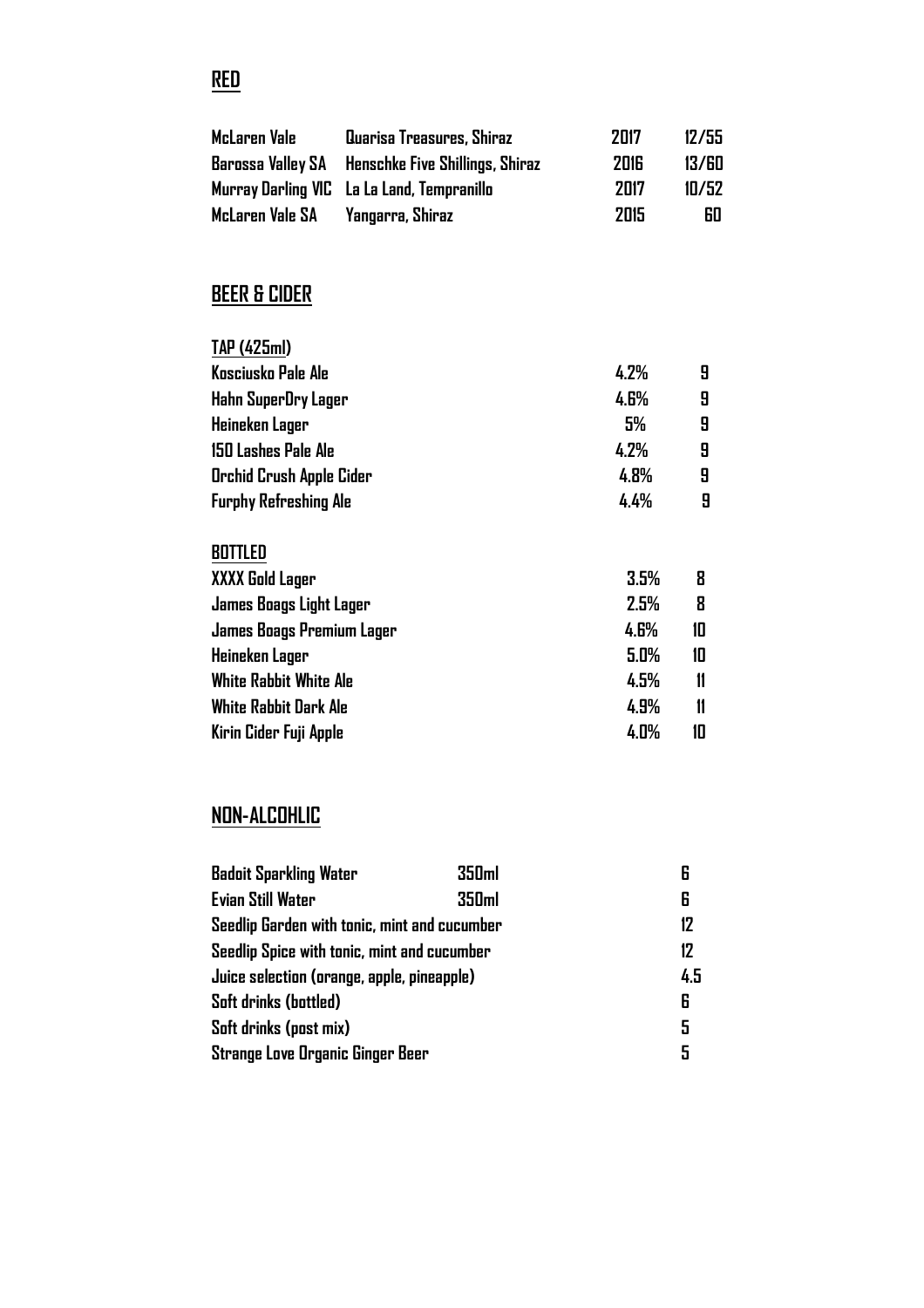## RED

| | | | |
|---|---|---|---|
| McLaren Vale | Quarisa Treasures, Shiraz | 2017 | 12/55 |
| Barossa Valley SA | Henschke Five Shillings, Shiraz | 2016 | 13/60 |
| Murray Darling VIC | La La Land, Tempranillo | 2017 | 10/52 |
| McLaren Vale SA | Yangarra, Shiraz | 2015 | 60 |

## BEER & CIDER

### TAP (425ml)

| | | |
|---|---|---|
| Kosciusko Pale Ale | 4.2% | 9 |
| Hahn SuperDry Lager | 4.6% | 9 |
| Heineken Lager | 5% | 9 |
| 150 Lashes Pale Ale | 4.2% | 9 |
| Orchid Crush Apple Cider | 4.8% | 9 |
| Furphy Refreshing Ale | 4.4% | 9 |

### BOTTLED

| | | |
|---|---|---|
| XXXX Gold Lager | 3.5% | 8 |
| James Boags Light Lager | 2.5% | 8 |
| James Boags Premium Lager | 4.6% | 10 |
| Heineken Lager | 5.0% | 10 |
| White Rabbit White Ale | 4.5% | 11 |
| White Rabbit Dark Ale | 4.9% | 11 |
| Kirin Cider Fuji Apple | 4.0% | 10 |

## NON-ALCOHLIC

| | | |
|---|---|---|
| Badoit Sparkling Water | 350ml | 6 |
| Evian Still Water | 350ml | 6 |
| Seedlip Garden with tonic, mint and cucumber | | 12 |
| Seedlip Spice with tonic, mint and cucumber | | 12 |
| Juice selection (orange, apple, pineapple) | | 4.5 |
| Soft drinks (bottled) | | 6 |
| Soft drinks (post mix) | | 5 |
| Strange Love Organic Ginger Beer | | 5 |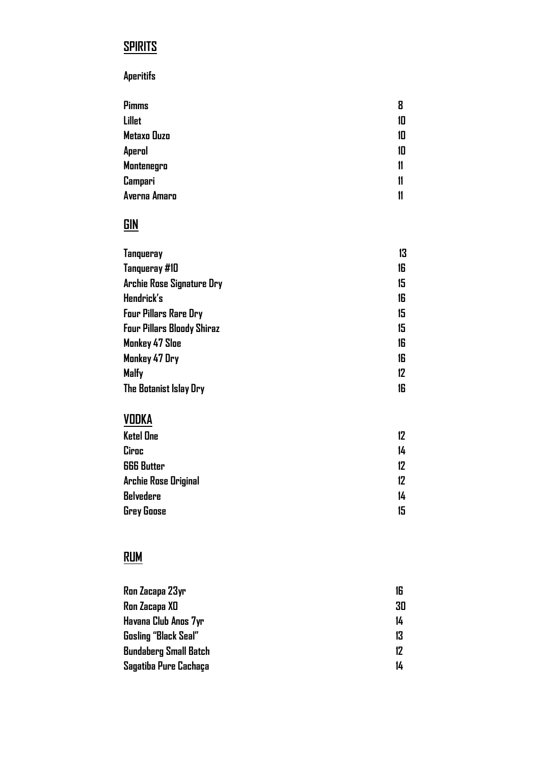# SPIRITS

**Aperitifs**

| | |
|---|---|
| Pimms | 8 |
| Lillet | 10 |
| Metaxo Ouzo | 10 |
| Aperol | 10 |
| Montenegro | 11 |
| Campari | 11 |
| Averna Amaro | 11 |

## GIN

| | |
|---|---|
| Tanqueray | 13 |
| Tanqueray #10 | 16 |
| Archie Rose Signature Dry | 15 |
| Hendrick's | 16 |
| Four Pillars Rare Dry | 15 |
| Four Pillars Bloody Shiraz | 15 |
| Monkey 47 Sloe | 16 |
| Monkey 47 Dry | 16 |
| Malfy | 12 |
| The Botanist Islay Dry | 16 |

## VODKA

| | |
|---|---|
| Ketel One | 12 |
| Ciroc | 14 |
| 666 Butter | 12 |
| Archie Rose Original | 12 |
| Belvedere | 14 |
| Grey Goose | 15 |

## RUM

| | |
|---|---|
| Ron Zacapa 23yr | 16 |
| Ron Zacapa XO | 30 |
| Havana Club Anos 7yr | 14 |
| Gosling "Black Seal" | 13 |
| Bundaberg Small Batch | 12 |
| Sagatiba Pure Cachaça | 14 |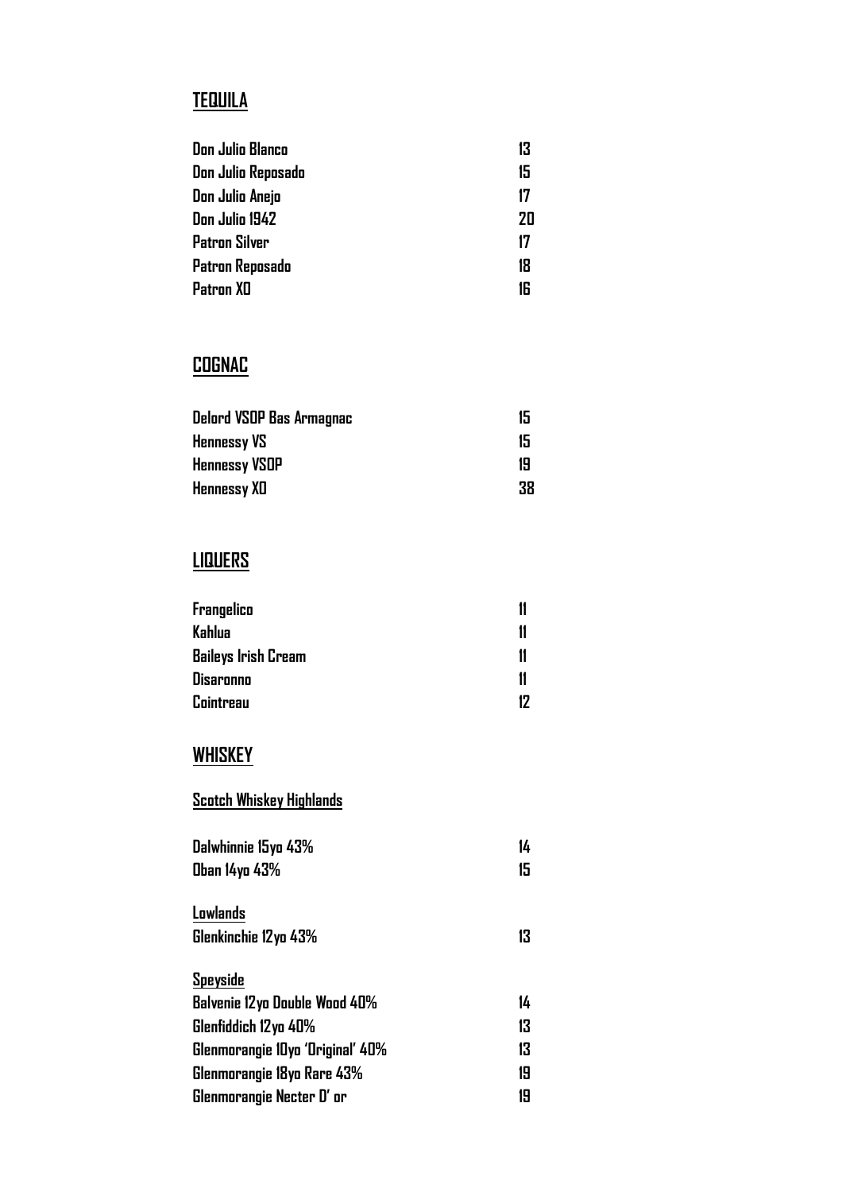## TEQUILA

| | |
|---|---|
| Don Julio Blanco | 13 |
| Don Julio Reposado | 15 |
| Don Julio Anejo | 17 |
| Don Julio 1942 | 20 |
| Patron Silver | 17 |
| Patron Reposado | 18 |
| Patron XO | 16 |

## COGNAC

| | |
|---|---|
| Delord VSOP Bas Armagnac | 15 |
| Hennessy VS | 15 |
| Hennessy VSOP | 19 |
| Hennessy XO | 38 |

## LIQUERS

| | |
|---|---|
| Frangelico | 11 |
| Kahlua | 11 |
| Baileys Irish Cream | 11 |
| Disaronno | 11 |
| Cointreau | 12 |

## WHISKEY

### Scotch Whiskey Highlands

| | |
|---|---|
| Dalwhinnie 15yo 43% | 14 |
| Oban 14yo 43% | 15 |

### Lowlands

| | |
|---|---|
| Glenkinchie 12yo 43% | 13 |

### Speyside

| | |
|---|---|
| Balvenie 12yo Double Wood 40% | 14 |
| Glenfiddich 12yo 40% | 13 |
| Glenmorangie 10yo 'Original' 40% | 13 |
| Glenmorangie 18yo Rare 43% | 19 |
| Glenmorangie Necter D' or | 19 |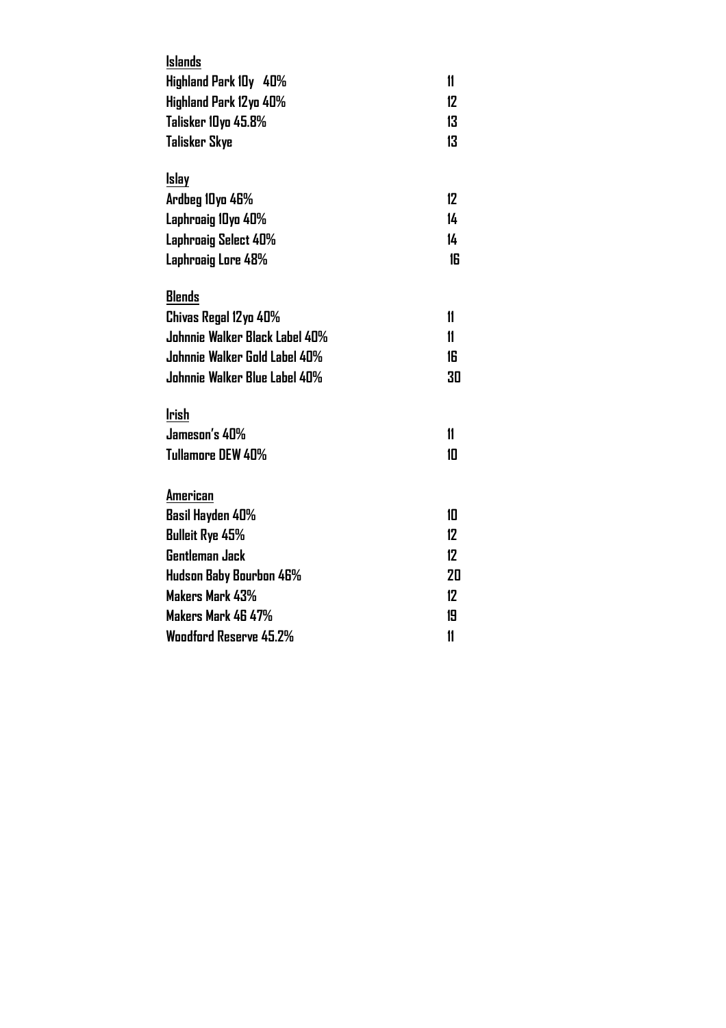<u>Islands</u>

| | |
|---|---|
| Highland Park 10y 40% | 11 |
| Highland Park 12yo 40% | 12 |
| Talisker 10yo 45.8% | 13 |
| Talisker Skye | 13 |

<u>Islay</u>

| | |
|---|---|
| Ardbeg 10yo 46% | 12 |
| Laphroaig 10yo 40% | 14 |
| Laphroaig Select 40% | 14 |
| Laphroaig Lore 48% | 16 |

<u>Blends</u>

| | |
|---|---|
| Chivas Regal 12yo 40% | 11 |
| Johnnie Walker Black Label 40% | 11 |
| Johnnie Walker Gold Label 40% | 16 |
| Johnnie Walker Blue Label 40% | 30 |

<u>Irish</u>

| | |
|---|---|
| Jameson's 40% | 11 |
| Tullamore DEW 40% | 10 |

<u>American</u>

| | |
|---|---|
| Basil Hayden 40% | 10 |
| Bulleit Rye 45% | 12 |
| Gentleman Jack | 12 |
| Hudson Baby Bourbon 46% | 20 |
| Makers Mark 43% | 12 |
| Makers Mark 46 47% | 19 |
| Woodford Reserve 45.2% | 11 |